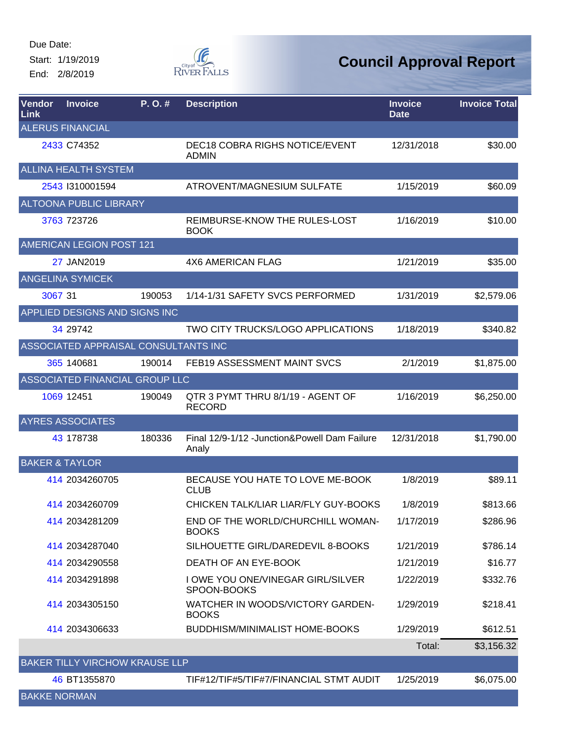Due Date:
Start: 1/19/2019
End: 2/8/2019

City of River Falls

# Council Approval Report

| Vendor Link | Invoice | P. O. # | Description | Invoice Date | Invoice Total |
|---|---|---|---|---|---|
| ALERUS FINANCIAL | | | | | |
| 2433 | C74352 | | DEC18 COBRA RIGHS NOTICE/EVENT ADMIN | 12/31/2018 | $30.00 |
| ALLINA HEALTH SYSTEM | | | | | |
| 2543 | I310001594 | | ATROVENT/MAGNESIUM SULFATE | 1/15/2019 | $60.09 |
| ALTOONA PUBLIC LIBRARY | | | | | |
| 3763 | 723726 | | REIMBURSE-KNOW THE RULES-LOST BOOK | 1/16/2019 | $10.00 |
| AMERICAN LEGION POST 121 | | | | | |
| 27 | JAN2019 | | 4X6 AMERICAN FLAG | 1/21/2019 | $35.00 |
| ANGELINA SYMICEK | | | | | |
| 3067 | 31 | 190053 | 1/14-1/31 SAFETY SVCS PERFORMED | 1/31/2019 | $2,579.06 |
| APPLIED DESIGNS AND SIGNS INC | | | | | |
| 34 | 29742 | | TWO CITY TRUCKS/LOGO APPLICATIONS | 1/18/2019 | $340.82 |
| ASSOCIATED APPRAISAL CONSULTANTS INC | | | | | |
| 365 | 140681 | 190014 | FEB19 ASSESSMENT MAINT SVCS | 2/1/2019 | $1,875.00 |
| ASSOCIATED FINANCIAL GROUP LLC | | | | | |
| 1069 | 12451 | 190049 | QTR 3 PYMT THRU 8/1/19 - AGENT OF RECORD | 1/16/2019 | $6,250.00 |
| AYRES ASSOCIATES | | | | | |
| 43 | 178738 | 180336 | Final 12/9-1/12 -Junction&Powell Dam Failure Analy | 12/31/2018 | $1,790.00 |
| BAKER & TAYLOR | | | | | |
| 414 | 2034260705 | | BECAUSE YOU HATE TO LOVE ME-BOOK CLUB | 1/8/2019 | $89.11 |
| 414 | 2034260709 | | CHICKEN TALK/LIAR LIAR/FLY GUY-BOOKS | 1/8/2019 | $813.66 |
| 414 | 2034281209 | | END OF THE WORLD/CHURCHILL WOMAN-BOOKS | 1/17/2019 | $286.96 |
| 414 | 2034287040 | | SILHOUETTE GIRL/DAREDEVIL 8-BOOKS | 1/21/2019 | $786.14 |
| 414 | 2034290558 | | DEATH OF AN EYE-BOOK | 1/21/2019 | $16.77 |
| 414 | 2034291898 | | I OWE YOU ONE/VINEGAR GIRL/SILVER SPOON-BOOKS | 1/22/2019 | $332.76 |
| 414 | 2034305150 | | WATCHER IN WOODS/VICTORY GARDEN-BOOKS | 1/29/2019 | $218.41 |
| 414 | 2034306633 | | BUDDHISM/MINIMALIST HOME-BOOKS | 1/29/2019 | $612.51 |
| | | | | Total: | $3,156.32 |
| BAKER TILLY VIRCHOW KRAUSE LLP | | | | | |
| 46 | BT1355870 | | TIF#12/TIF#5/TIF#7/FINANCIAL STMT AUDIT | 1/25/2019 | $6,075.00 |
| BAKKE NORMAN | | | | | |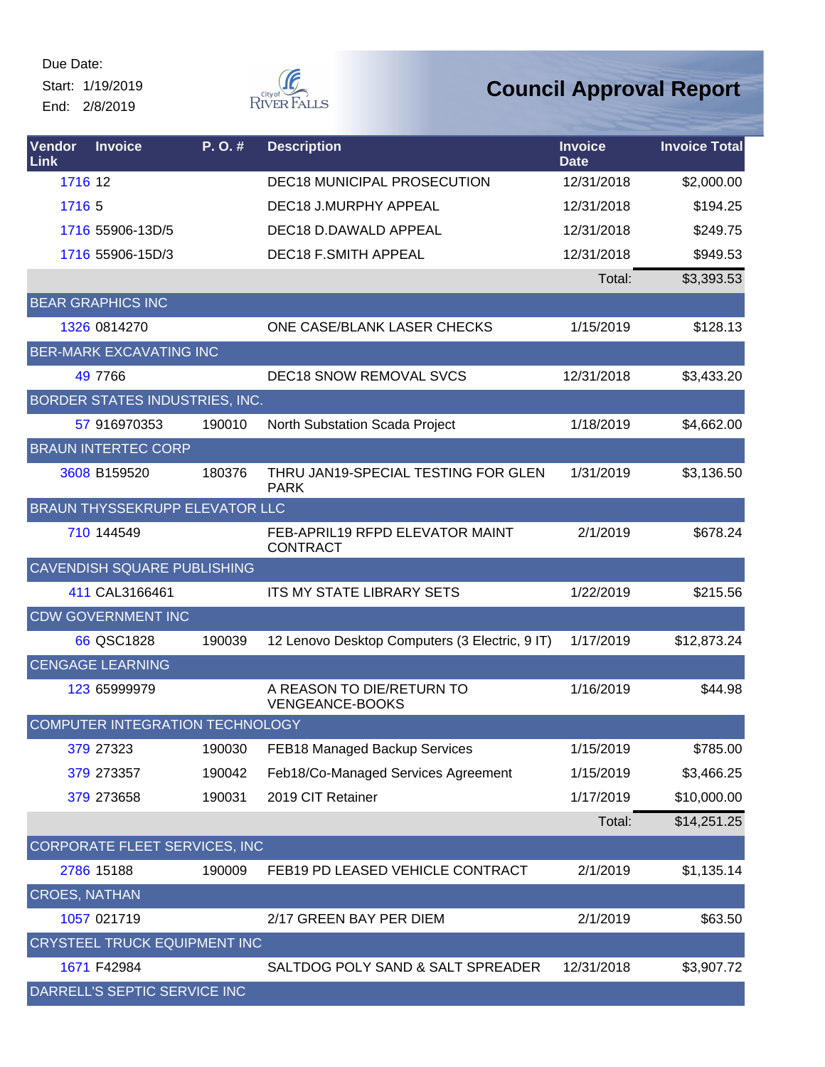Due Date:
Start: 1/19/2019
End: 2/8/2019

# Council Approval Report

| Vendor Link | Invoice | P. O. # | Description | Invoice Date | Invoice Total |
|---|---|---|---|---|---|
| 1716 | 12 | | DEC18 MUNICIPAL PROSECUTION | 12/31/2018 | $2,000.00 |
| 1716 | 5 | | DEC18 J.MURPHY APPEAL | 12/31/2018 | $194.25 |
| 1716 | 55906-13D/5 | | DEC18 D.DAWALD APPEAL | 12/31/2018 | $249.75 |
| 1716 | 55906-15D/3 | | DEC18 F.SMITH APPEAL | 12/31/2018 | $949.53 |
| | | | | Total: | $3,393.53 |
| BEAR GRAPHICS INC | | | | | |
| 1326 | 0814270 | | ONE CASE/BLANK LASER CHECKS | 1/15/2019 | $128.13 |
| BER-MARK EXCAVATING INC | | | | | |
| 49 | 7766 | | DEC18 SNOW REMOVAL SVCS | 12/31/2018 | $3,433.20 |
| BORDER STATES INDUSTRIES, INC. | | | | | |
| 57 | 916970353 | 190010 | North Substation Scada Project | 1/18/2019 | $4,662.00 |
| BRAUN INTERTEC CORP | | | | | |
| 3608 | B159520 | 180376 | THRU JAN19-SPECIAL TESTING FOR GLEN PARK | 1/31/2019 | $3,136.50 |
| BRAUN THYSSEKRUPP ELEVATOR LLC | | | | | |
| 710 | 144549 | | FEB-APRIL19 RFPD ELEVATOR MAINT CONTRACT | 2/1/2019 | $678.24 |
| CAVENDISH SQUARE PUBLISHING | | | | | |
| 411 | CAL3166461 | | ITS MY STATE LIBRARY SETS | 1/22/2019 | $215.56 |
| CDW GOVERNMENT INC | | | | | |
| 66 | QSC1828 | 190039 | 12 Lenovo Desktop Computers (3 Electric, 9 IT) | 1/17/2019 | $12,873.24 |
| CENGAGE LEARNING | | | | | |
| 123 | 65999979 | | A REASON TO DIE/RETURN TO VENGEANCE-BOOKS | 1/16/2019 | $44.98 |
| COMPUTER INTEGRATION TECHNOLOGY | | | | | |
| 379 | 27323 | 190030 | FEB18 Managed Backup Services | 1/15/2019 | $785.00 |
| 379 | 273357 | 190042 | Feb18/Co-Managed Services Agreement | 1/15/2019 | $3,466.25 |
| 379 | 273658 | 190031 | 2019 CIT Retainer | 1/17/2019 | $10,000.00 |
| | | | | Total: | $14,251.25 |
| CORPORATE FLEET SERVICES, INC | | | | | |
| 2786 | 15188 | 190009 | FEB19 PD LEASED VEHICLE CONTRACT | 2/1/2019 | $1,135.14 |
| CROES, NATHAN | | | | | |
| 1057 | 021719 | | 2/17 GREEN BAY PER DIEM | 2/1/2019 | $63.50 |
| CRYSTEEL TRUCK EQUIPMENT INC | | | | | |
| 1671 | F42984 | | SALTDOG POLY SAND & SALT SPREADER | 12/31/2018 | $3,907.72 |
| DARRELL'S SEPTIC SERVICE INC | | | | | |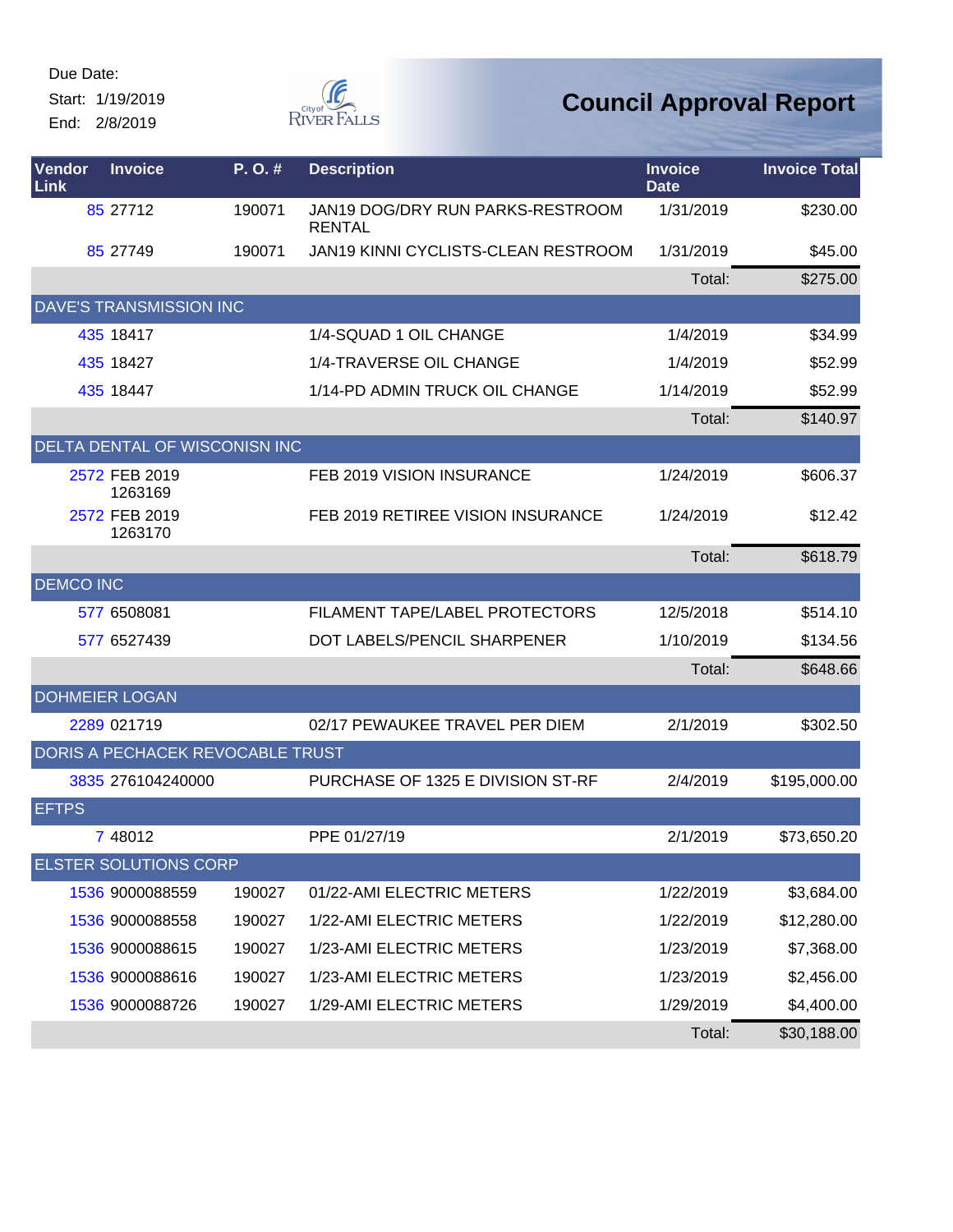Due Date:

Start: 1/19/2019

End: 2/8/2019

# Council Approval Report

| Vendor Link | Invoice | P. O. # | Description | Invoice Date | Invoice Total |
|---|---|---|---|---|---|
| 85 | 27712 | 190071 | JAN19 DOG/DRY RUN PARKS-RESTROOM RENTAL | 1/31/2019 | $230.00 |
| 85 | 27749 | 190071 | JAN19 KINNI CYCLISTS-CLEAN RESTROOM | 1/31/2019 | $45.00 |
| | | | | Total: | $275.00 |
| DAVE'S TRANSMISSION INC | | | | | |
| 435 | 18417 | | 1/4-SQUAD 1 OIL CHANGE | 1/4/2019 | $34.99 |
| 435 | 18427 | | 1/4-TRAVERSE OIL CHANGE | 1/4/2019 | $52.99 |
| 435 | 18447 | | 1/14-PD ADMIN TRUCK OIL CHANGE | 1/14/2019 | $52.99 |
| | | | | Total: | $140.97 |
| DELTA DENTAL OF WISCONISN INC | | | | | |
| 2572 | FEB 2019 1263169 | | FEB 2019 VISION INSURANCE | 1/24/2019 | $606.37 |
| 2572 | FEB 2019 1263170 | | FEB 2019 RETIREE VISION INSURANCE | 1/24/2019 | $12.42 |
| | | | | Total: | $618.79 |
| DEMCO INC | | | | | |
| 577 | 6508081 | | FILAMENT TAPE/LABEL PROTECTORS | 12/5/2018 | $514.10 |
| 577 | 6527439 | | DOT LABELS/PENCIL SHARPENER | 1/10/2019 | $134.56 |
| | | | | Total: | $648.66 |
| DOHMEIER LOGAN | | | | | |
| 2289 | 021719 | | 02/17 PEWAUKEE TRAVEL PER DIEM | 2/1/2019 | $302.50 |
| DORIS A PECHACEK REVOCABLE TRUST | | | | | |
| 3835 | 276104240000 | | PURCHASE OF 1325 E DIVISION ST-RF | 2/4/2019 | $195,000.00 |
| EFTPS | | | | | |
| 7 | 48012 | | PPE 01/27/19 | 2/1/2019 | $73,650.20 |
| ELSTER SOLUTIONS CORP | | | | | |
| 1536 | 9000088559 | 190027 | 01/22-AMI ELECTRIC METERS | 1/22/2019 | $3,684.00 |
| 1536 | 9000088558 | 190027 | 1/22-AMI ELECTRIC METERS | 1/22/2019 | $12,280.00 |
| 1536 | 9000088615 | 190027 | 1/23-AMI ELECTRIC METERS | 1/23/2019 | $7,368.00 |
| 1536 | 9000088616 | 190027 | 1/23-AMI ELECTRIC METERS | 1/23/2019 | $2,456.00 |
| 1536 | 9000088726 | 190027 | 1/29-AMI ELECTRIC METERS | 1/29/2019 | $4,400.00 |
| | | | | Total: | $30,188.00 |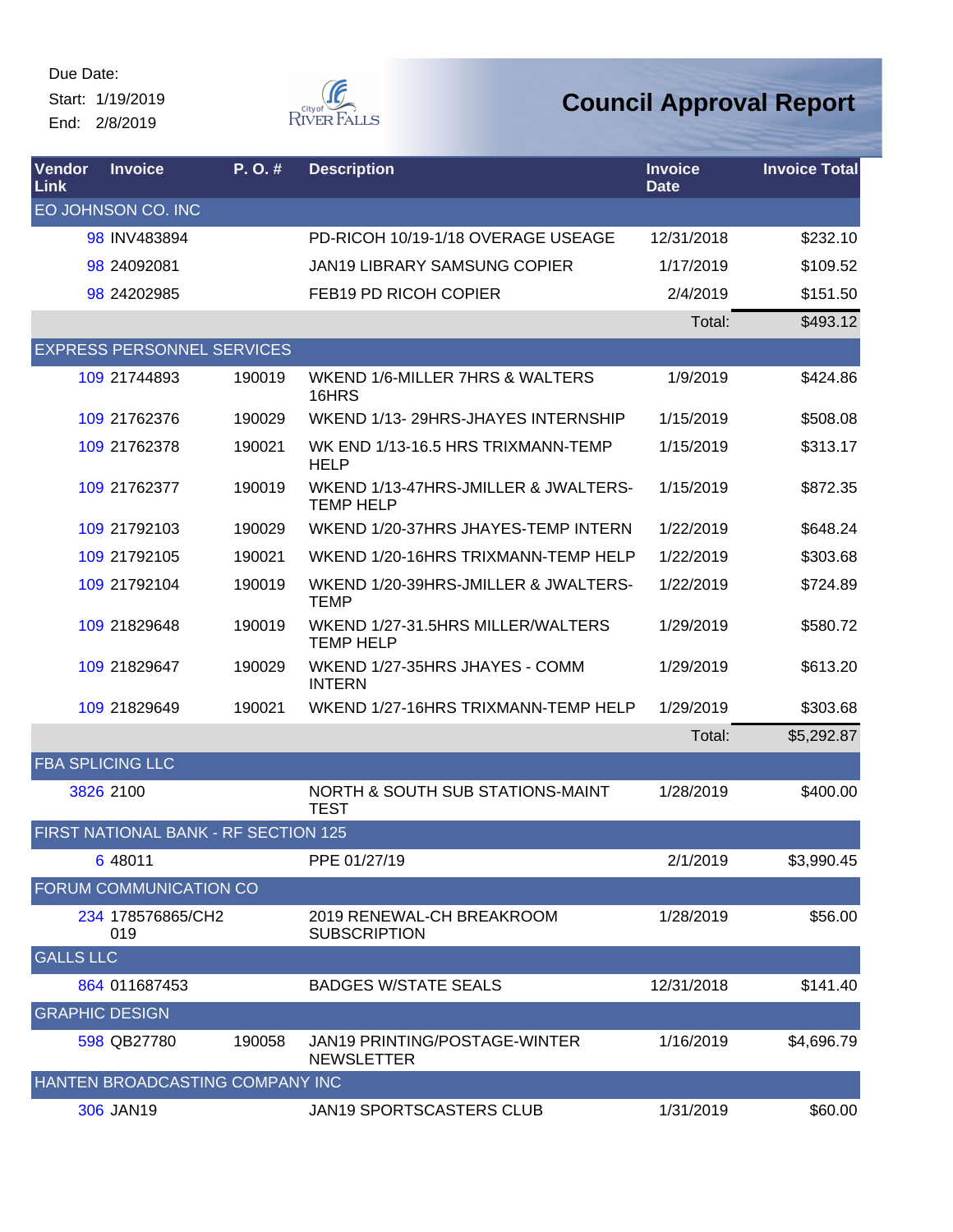Due Date:
Start: 1/19/2019
End: 2/8/2019

# Council Approval Report

| Vendor Link | Invoice | P. O. # | Description | Invoice Date | Invoice Total |
|---|---|---|---|---|---|
| EO JOHNSON CO. INC | | | | | |
| 98 | INV483894 | | PD-RICOH 10/19-1/18 OVERAGE USEAGE | 12/31/2018 | $232.10 |
| 98 | 24092081 | | JAN19 LIBRARY SAMSUNG COPIER | 1/17/2019 | $109.52 |
| 98 | 24202985 | | FEB19 PD RICOH COPIER | 2/4/2019 | $151.50 |
| | | | | Total: | $493.12 |
| EXPRESS PERSONNEL SERVICES | | | | | |
| 109 | 21744893 | 190019 | WKEND 1/6-MILLER 7HRS & WALTERS 16HRS | 1/9/2019 | $424.86 |
| 109 | 21762376 | 190029 | WKEND 1/13- 29HRS-JHAYES INTERNSHIP | 1/15/2019 | $508.08 |
| 109 | 21762378 | 190021 | WK END 1/13-16.5 HRS TRIXMANN-TEMP HELP | 1/15/2019 | $313.17 |
| 109 | 21762377 | 190019 | WKEND 1/13-47HRS-JMILLER & JWALTERS-TEMP HELP | 1/15/2019 | $872.35 |
| 109 | 21792103 | 190029 | WKEND 1/20-37HRS JHAYES-TEMP INTERN | 1/22/2019 | $648.24 |
| 109 | 21792105 | 190021 | WKEND 1/20-16HRS TRIXMANN-TEMP HELP | 1/22/2019 | $303.68 |
| 109 | 21792104 | 190019 | WKEND 1/20-39HRS-JMILLER & JWALTERS-TEMP | 1/22/2019 | $724.89 |
| 109 | 21829648 | 190019 | WKEND 1/27-31.5HRS MILLER/WALTERS TEMP HELP | 1/29/2019 | $580.72 |
| 109 | 21829647 | 190029 | WKEND 1/27-35HRS JHAYES - COMM INTERN | 1/29/2019 | $613.20 |
| 109 | 21829649 | 190021 | WKEND 1/27-16HRS TRIXMANN-TEMP HELP | 1/29/2019 | $303.68 |
| | | | | Total: | $5,292.87 |
| FBA SPLICING LLC | | | | | |
| 3826 | 2100 | | NORTH & SOUTH SUB STATIONS-MAINT TEST | 1/28/2019 | $400.00 |
| FIRST NATIONAL BANK - RF SECTION 125 | | | | | |
| 6 | 48011 | | PPE 01/27/19 | 2/1/2019 | $3,990.45 |
| FORUM COMMUNICATION CO | | | | | |
| 234 | 178576865/CH2019 | | 2019 RENEWAL-CH BREAKROOM SUBSCRIPTION | 1/28/2019 | $56.00 |
| GALLS LLC | | | | | |
| 864 | 011687453 | | BADGES W/STATE SEALS | 12/31/2018 | $141.40 |
| GRAPHIC DESIGN | | | | | |
| 598 | QB27780 | 190058 | JAN19 PRINTING/POSTAGE-WINTER NEWSLETTER | 1/16/2019 | $4,696.79 |
| HANTEN BROADCASTING COMPANY INC | | | | | |
| 306 | JAN19 | | JAN19 SPORTSCASTERS CLUB | 1/31/2019 | $60.00 |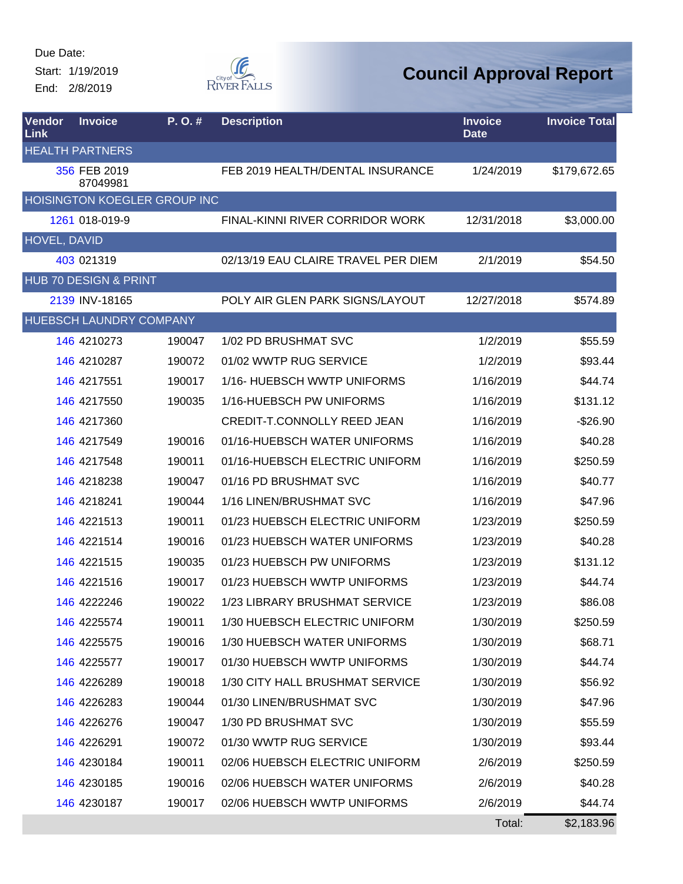Due Date:
Start: 1/19/2019
End: 2/8/2019

City of River Falls

# Council Approval Report

| Vendor Link | Invoice | P. O. # | Description | Invoice Date | Invoice Total |
|---|---|---|---|---|---|
| **HEALTH PARTNERS** | | | | | |
| 356 | FEB 2019 87049981 | | FEB 2019 HEALTH/DENTAL INSURANCE | 1/24/2019 | $179,672.65 |
| **HOISINGTON KOEGLER GROUP INC** | | | | | |
| 1261 | 018-019-9 | | FINAL-KINNI RIVER CORRIDOR WORK | 12/31/2018 | $3,000.00 |
| **HOVEL, DAVID** | | | | | |
| 403 | 021319 | | 02/13/19 EAU CLAIRE TRAVEL PER DIEM | 2/1/2019 | $54.50 |
| **HUB 70 DESIGN & PRINT** | | | | | |
| 2139 | INV-18165 | | POLY AIR GLEN PARK SIGNS/LAYOUT | 12/27/2018 | $574.89 |
| **HUEBSCH LAUNDRY COMPANY** | | | | | |
| 146 | 4210273 | 190047 | 1/02 PD BRUSHMAT SVC | 1/2/2019 | $55.59 |
| 146 | 4210287 | 190072 | 01/02 WWTP RUG SERVICE | 1/2/2019 | $93.44 |
| 146 | 4217551 | 190017 | 1/16- HUEBSCH WWTP UNIFORMS | 1/16/2019 | $44.74 |
| 146 | 4217550 | 190035 | 1/16-HUEBSCH PW UNIFORMS | 1/16/2019 | $131.12 |
| 146 | 4217360 | | CREDIT-T.CONNOLLY REED JEAN | 1/16/2019 | -$26.90 |
| 146 | 4217549 | 190016 | 01/16-HUEBSCH WATER UNIFORMS | 1/16/2019 | $40.28 |
| 146 | 4217548 | 190011 | 01/16-HUEBSCH ELECTRIC UNIFORM | 1/16/2019 | $250.59 |
| 146 | 4218238 | 190047 | 01/16 PD BRUSHMAT SVC | 1/16/2019 | $40.77 |
| 146 | 4218241 | 190044 | 1/16 LINEN/BRUSHMAT SVC | 1/16/2019 | $47.96 |
| 146 | 4221513 | 190011 | 01/23 HUEBSCH ELECTRIC UNIFORM | 1/23/2019 | $250.59 |
| 146 | 4221514 | 190016 | 01/23 HUEBSCH WATER UNIFORMS | 1/23/2019 | $40.28 |
| 146 | 4221515 | 190035 | 01/23 HUEBSCH PW UNIFORMS | 1/23/2019 | $131.12 |
| 146 | 4221516 | 190017 | 01/23 HUEBSCH WWTP UNIFORMS | 1/23/2019 | $44.74 |
| 146 | 4222246 | 190022 | 1/23 LIBRARY BRUSHMAT SERVICE | 1/23/2019 | $86.08 |
| 146 | 4225574 | 190011 | 1/30 HUEBSCH ELECTRIC UNIFORM | 1/30/2019 | $250.59 |
| 146 | 4225575 | 190016 | 1/30 HUEBSCH WATER UNIFORMS | 1/30/2019 | $68.71 |
| 146 | 4225577 | 190017 | 01/30 HUEBSCH WWTP UNIFORMS | 1/30/2019 | $44.74 |
| 146 | 4226289 | 190018 | 1/30 CITY HALL BRUSHMAT SERVICE | 1/30/2019 | $56.92 |
| 146 | 4226283 | 190044 | 01/30 LINEN/BRUSHMAT SVC | 1/30/2019 | $47.96 |
| 146 | 4226276 | 190047 | 1/30 PD BRUSHMAT SVC | 1/30/2019 | $55.59 |
| 146 | 4226291 | 190072 | 01/30 WWTP RUG SERVICE | 1/30/2019 | $93.44 |
| 146 | 4230184 | 190011 | 02/06 HUEBSCH ELECTRIC UNIFORM | 2/6/2019 | $250.59 |
| 146 | 4230185 | 190016 | 02/06 HUEBSCH WATER UNIFORMS | 2/6/2019 | $40.28 |
| 146 | 4230187 | 190017 | 02/06 HUEBSCH WWTP UNIFORMS | 2/6/2019 | $44.74 |
| | | | | Total: | $2,183.96 |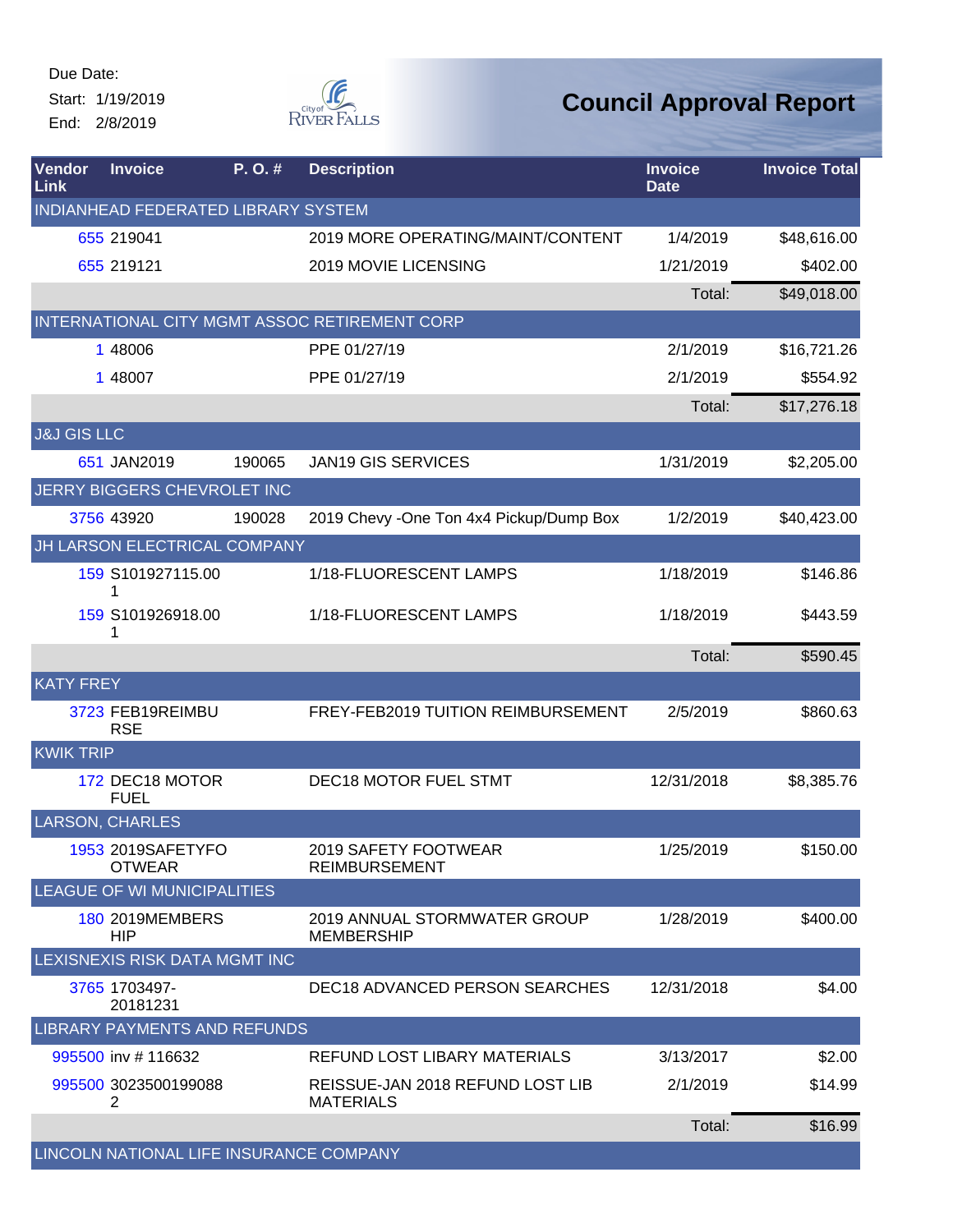Due Date:
Start: 1/19/2019
End: 2/8/2019

City of River Falls

# Council Approval Report

| Vendor Link | Invoice | P. O. # | Description | Invoice Date | Invoice Total |
|---|---|---|---|---|---|
| INDIANHEAD FEDERATED LIBRARY SYSTEM | | | | | |
| 655 | 219041 | | 2019 MORE OPERATING/MAINT/CONTENT | 1/4/2019 | $48,616.00 |
| 655 | 219121 | | 2019 MOVIE LICENSING | 1/21/2019 | $402.00 |
| | | | | Total: | $49,018.00 |
| INTERNATIONAL CITY MGMT ASSOC RETIREMENT CORP | | | | | |
| 1 | 48006 | | PPE 01/27/19 | 2/1/2019 | $16,721.26 |
| 1 | 48007 | | PPE 01/27/19 | 2/1/2019 | $554.92 |
| | | | | Total: | $17,276.18 |
| J&J GIS LLC | | | | | |
| 651 | JAN2019 | 190065 | JAN19 GIS SERVICES | 1/31/2019 | $2,205.00 |
| JERRY BIGGERS CHEVROLET INC | | | | | |
| 3756 | 43920 | 190028 | 2019 Chevy -One Ton 4x4 Pickup/Dump Box | 1/2/2019 | $40,423.00 |
| JH LARSON ELECTRICAL COMPANY | | | | | |
| 159 | S101927115.001 | | 1/18-FLUORESCENT LAMPS | 1/18/2019 | $146.86 |
| 159 | S101926918.001 | | 1/18-FLUORESCENT LAMPS | 1/18/2019 | $443.59 |
| | | | | Total: | $590.45 |
| KATY FREY | | | | | |
| 3723 | FEB19REIMBURSE | | FREY-FEB2019 TUITION REIMBURSEMENT | 2/5/2019 | $860.63 |
| KWIK TRIP | | | | | |
| 172 | DEC18 MOTOR FUEL | | DEC18 MOTOR FUEL STMT | 12/31/2018 | $8,385.76 |
| LARSON, CHARLES | | | | | |
| 1953 | 2019SAFETYFOOTWEAR | | 2019 SAFETY FOOTWEAR REIMBURSEMENT | 1/25/2019 | $150.00 |
| LEAGUE OF WI MUNICIPALITIES | | | | | |
| 180 | 2019MEMBERSHIP | | 2019 ANNUAL STORMWATER GROUP MEMBERSHIP | 1/28/2019 | $400.00 |
| LEXISNEXIS RISK DATA MGMT INC | | | | | |
| 3765 | 1703497-20181231 | | DEC18 ADVANCED PERSON SEARCHES | 12/31/2018 | $4.00 |
| LIBRARY PAYMENTS AND REFUNDS | | | | | |
| 995500 | inv # 116632 | | REFUND LOST LIBARY MATERIALS | 3/13/2017 | $2.00 |
| 995500 | 30235001990882 | | REISSUE-JAN 2018 REFUND LOST LIB MATERIALS | 2/1/2019 | $14.99 |
| | | | | Total: | $16.99 |
| LINCOLN NATIONAL LIFE INSURANCE COMPANY | | | | | |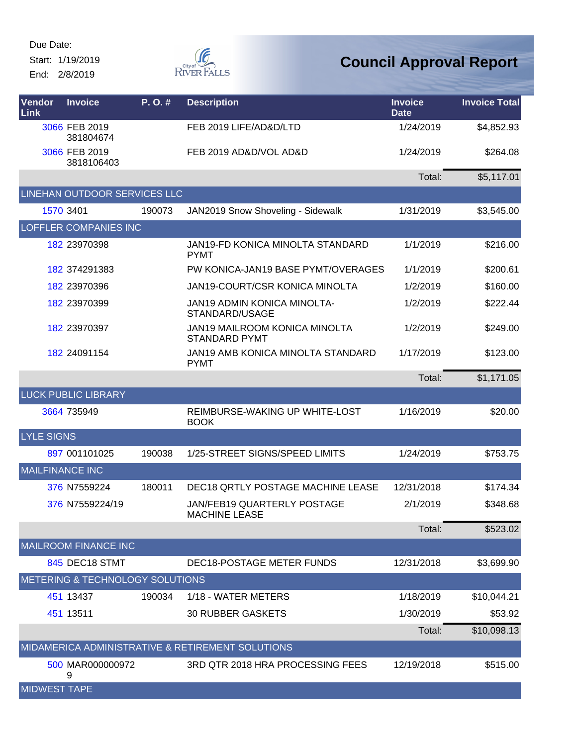Due Date:

Start: 1/19/2019

End: 2/8/2019

# Council Approval Report

| Vendor Link | Invoice | P. O. # | Description | Invoice Date | Invoice Total |
|---|---|---|---|---|---|
| 3066 | FEB 2019 381804674 | | FEB 2019 LIFE/AD&D/LTD | 1/24/2019 | $4,852.93 |
| 3066 | FEB 2019 3818106403 | | FEB 2019 AD&D/VOL AD&D | 1/24/2019 | $264.08 |
| | | | | Total: | $5,117.01 |
| LINEHAN OUTDOOR SERVICES LLC | | | | | |
| 1570 | 3401 | 190073 | JAN2019 Snow Shoveling - Sidewalk | 1/31/2019 | $3,545.00 |
| LOFFLER COMPANIES INC | | | | | |
| 182 | 23970398 | | JAN19-FD KONICA MINOLTA STANDARD PYMT | 1/1/2019 | $216.00 |
| 182 | 374291383 | | PW KONICA-JAN19 BASE PYMT/OVERAGES | 1/1/2019 | $200.61 |
| 182 | 23970396 | | JAN19-COURT/CSR KONICA MINOLTA | 1/2/2019 | $160.00 |
| 182 | 23970399 | | JAN19 ADMIN KONICA MINOLTA-STANDARD/USAGE | 1/2/2019 | $222.44 |
| 182 | 23970397 | | JAN19 MAILROOM KONICA MINOLTA STANDARD PYMT | 1/2/2019 | $249.00 |
| 182 | 24091154 | | JAN19 AMB KONICA MINOLTA STANDARD PYMT | 1/17/2019 | $123.00 |
| | | | | Total: | $1,171.05 |
| LUCK PUBLIC LIBRARY | | | | | |
| 3664 | 735949 | | REIMBURSE-WAKING UP WHITE-LOST BOOK | 1/16/2019 | $20.00 |
| LYLE SIGNS | | | | | |
| 897 | 001101025 | 190038 | 1/25-STREET SIGNS/SPEED LIMITS | 1/24/2019 | $753.75 |
| MAILFINANCE INC | | | | | |
| 376 | N7559224 | 180011 | DEC18 QRTLY POSTAGE MACHINE LEASE | 12/31/2018 | $174.34 |
| 376 | N7559224/19 | | JAN/FEB19 QUARTERLY POSTAGE MACHINE LEASE | 2/1/2019 | $348.68 |
| | | | | Total: | $523.02 |
| MAILROOM FINANCE INC | | | | | |
| 845 | DEC18 STMT | | DEC18-POSTAGE METER FUNDS | 12/31/2018 | $3,699.90 |
| METERING & TECHNOLOGY SOLUTIONS | | | | | |
| 451 | 13437 | 190034 | 1/18 - WATER METERS | 1/18/2019 | $10,044.21 |
| 451 | 13511 | | 30 RUBBER GASKETS | 1/30/2019 | $53.92 |
| | | | | Total: | $10,098.13 |
| MIDAMERICA ADMINISTRATIVE & RETIREMENT SOLUTIONS | | | | | |
| 500 | MAR0000009729 | | 3RD QTR 2018 HRA PROCESSING FEES | 12/19/2018 | $515.00 |
| MIDWEST TAPE | | | | | |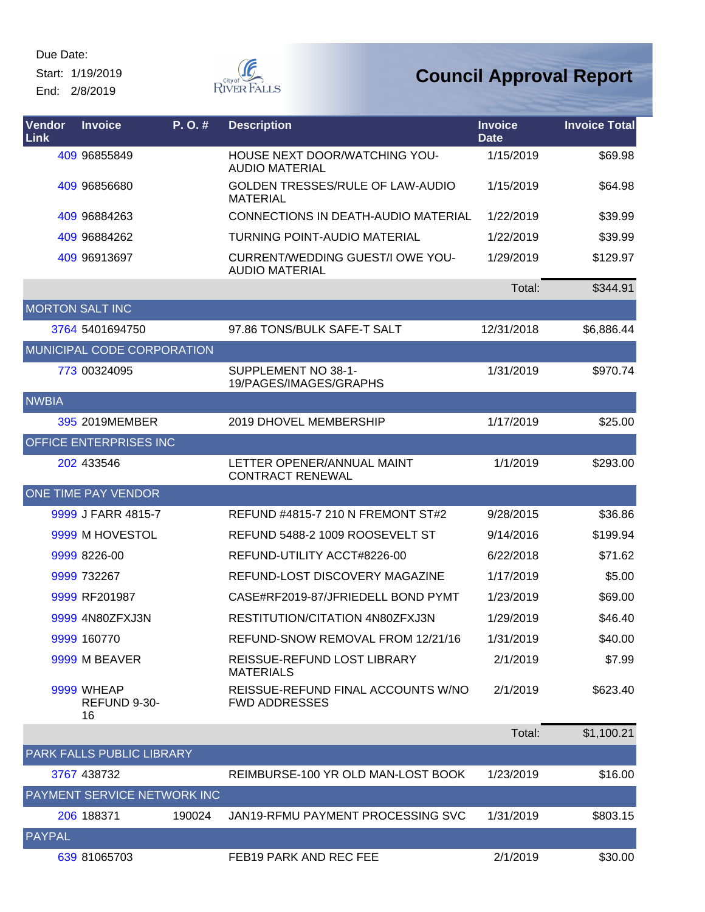Due Date:
Start: 1/19/2019
End: 2/8/2019

City of River Falls

# Council Approval Report

| Vendor Link | Invoice | P. O. # | Description | Invoice Date | Invoice Total |
|---|---|---|---|---|---|
| 409 | 96855849 | | HOUSE NEXT DOOR/WATCHING YOU-AUDIO MATERIAL | 1/15/2019 | $69.98 |
| 409 | 96856680 | | GOLDEN TRESSES/RULE OF LAW-AUDIO MATERIAL | 1/15/2019 | $64.98 |
| 409 | 96884263 | | CONNECTIONS IN DEATH-AUDIO MATERIAL | 1/22/2019 | $39.99 |
| 409 | 96884262 | | TURNING POINT-AUDIO MATERIAL | 1/22/2019 | $39.99 |
| 409 | 96913697 | | CURRENT/WEDDING GUEST/I OWE YOU-AUDIO MATERIAL | 1/29/2019 | $129.97 |
| | | | | Total: | $344.91 |
| MORTON SALT INC | | | | | |
| 3764 | 5401694750 | | 97.86 TONS/BULK SAFE-T SALT | 12/31/2018 | $6,886.44 |
| MUNICIPAL CODE CORPORATION | | | | | |
| 773 | 00324095 | | SUPPLEMENT NO 38-1-19/PAGES/IMAGES/GRAPHS | 1/31/2019 | $970.74 |
| NWBIA | | | | | |
| 395 | 2019MEMBER | | 2019 DHOVEL MEMBERSHIP | 1/17/2019 | $25.00 |
| OFFICE ENTERPRISES INC | | | | | |
| 202 | 433546 | | LETTER OPENER/ANNUAL MAINT CONTRACT RENEWAL | 1/1/2019 | $293.00 |
| ONE TIME PAY VENDOR | | | | | |
| 9999 | J FARR 4815-7 | | REFUND #4815-7 210 N FREMONT ST#2 | 9/28/2015 | $36.86 |
| 9999 | M HOVESTOL | | REFUND 5488-2 1009 ROOSEVELT ST | 9/14/2016 | $199.94 |
| 9999 | 8226-00 | | REFUND-UTILITY ACCT#8226-00 | 6/22/2018 | $71.62 |
| 9999 | 732267 | | REFUND-LOST DISCOVERY MAGAZINE | 1/17/2019 | $5.00 |
| 9999 | RF201987 | | CASE#RF2019-87/JFRIEDELL BOND PYMT | 1/23/2019 | $69.00 |
| 9999 | 4N80ZFXJ3N | | RESTITUTION/CITATION 4N80ZFXJ3N | 1/29/2019 | $46.40 |
| 9999 | 160770 | | REFUND-SNOW REMOVAL FROM 12/21/16 | 1/31/2019 | $40.00 |
| 9999 | M BEAVER | | REISSUE-REFUND LOST LIBRARY MATERIALS | 2/1/2019 | $7.99 |
| 9999 | WHEAP REFUND 9-30-16 | | REISSUE-REFUND FINAL ACCOUNTS W/NO FWD ADDRESSES | 2/1/2019 | $623.40 |
| | | | | Total: | $1,100.21 |
| PARK FALLS PUBLIC LIBRARY | | | | | |
| 3767 | 438732 | | REIMBURSE-100 YR OLD MAN-LOST BOOK | 1/23/2019 | $16.00 |
| PAYMENT SERVICE NETWORK INC | | | | | |
| 206 | 188371 | 190024 | JAN19-RFMU PAYMENT PROCESSING SVC | 1/31/2019 | $803.15 |
| PAYPAL | | | | | |
| 639 | 81065703 | | FEB19 PARK AND REC FEE | 2/1/2019 | $30.00 |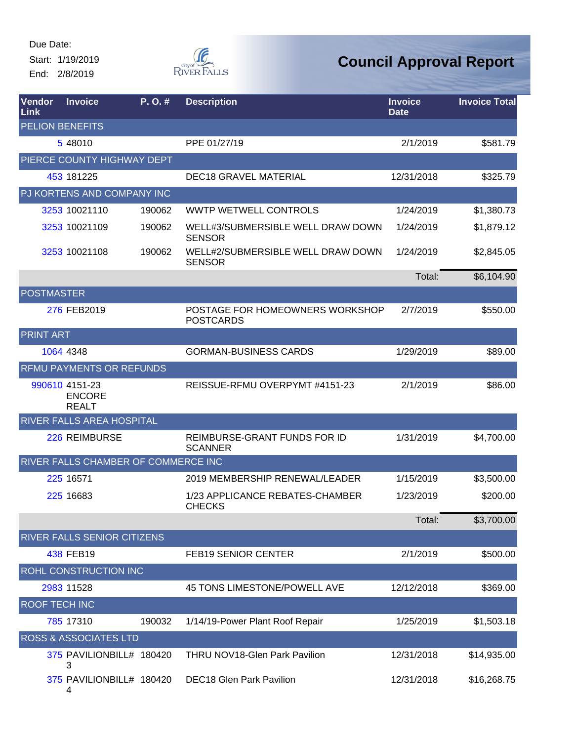Due Date:

Start: 1/19/2019

End: 2/8/2019

# Council Approval Report

| Vendor Link | Invoice | P. O. # | Description | Invoice Date | Invoice Total |
|---|---|---|---|---|---|
| PELION BENEFITS | | | | | |
| 5 | 48010 | | PPE 01/27/19 | 2/1/2019 | $581.79 |
| PIERCE COUNTY HIGHWAY DEPT | | | | | |
| 453 | 181225 | | DEC18 GRAVEL MATERIAL | 12/31/2018 | $325.79 |
| PJ KORTENS AND COMPANY INC | | | | | |
| 3253 | 10021110 | 190062 | WWTP WETWELL CONTROLS | 1/24/2019 | $1,380.73 |
| 3253 | 10021109 | 190062 | WELL#3/SUBMERSIBLE WELL DRAW DOWN SENSOR | 1/24/2019 | $1,879.12 |
| 3253 | 10021108 | 190062 | WELL#2/SUBMERSIBLE WELL DRAW DOWN SENSOR | 1/24/2019 | $2,845.05 |
| | | | | Total: | $6,104.90 |
| POSTMASTER | | | | | |
| 276 | FEB2019 | | POSTAGE FOR HOMEOWNERS WORKSHOP POSTCARDS | 2/7/2019 | $550.00 |
| PRINT ART | | | | | |
| 1064 | 4348 | | GORMAN-BUSINESS CARDS | 1/29/2019 | $89.00 |
| RFMU PAYMENTS OR REFUNDS | | | | | |
| 990610 | 4151-23 ENCORE REALT | | REISSUE-RFMU OVERPYMT #4151-23 | 2/1/2019 | $86.00 |
| RIVER FALLS AREA HOSPITAL | | | | | |
| 226 | REIMBURSE | | REIMBURSE-GRANT FUNDS FOR ID SCANNER | 1/31/2019 | $4,700.00 |
| RIVER FALLS CHAMBER OF COMMERCE INC | | | | | |
| 225 | 16571 | | 2019 MEMBERSHIP RENEWAL/LEADER | 1/15/2019 | $3,500.00 |
| 225 | 16683 | | 1/23 APPLICANCE REBATES-CHAMBER CHECKS | 1/23/2019 | $200.00 |
| | | | | Total: | $3,700.00 |
| RIVER FALLS SENIOR CITIZENS | | | | | |
| 438 | FEB19 | | FEB19 SENIOR CENTER | 2/1/2019 | $500.00 |
| ROHL CONSTRUCTION INC | | | | | |
| 2983 | 11528 | | 45 TONS LIMESTONE/POWELL AVE | 12/12/2018 | $369.00 |
| ROOF TECH INC | | | | | |
| 785 | 17310 | 190032 | 1/14/19-Power Plant Roof Repair | 1/25/2019 | $1,503.18 |
| ROSS & ASSOCIATES LTD | | | | | |
| 375 | PAVILIONBILL#3 | 180420 | THRU NOV18-Glen Park Pavilion | 12/31/2018 | $14,935.00 |
| 375 | PAVILIONBILL#4 | 180420 | DEC18 Glen Park Pavilion | 12/31/2018 | $16,268.75 |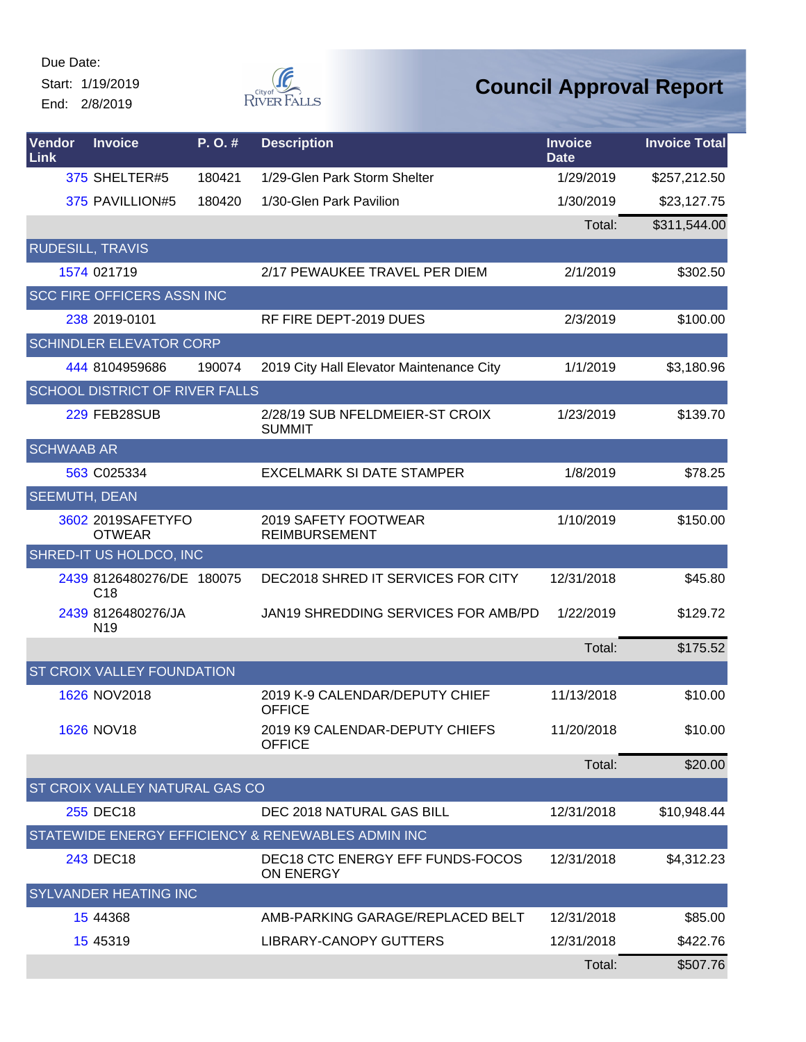Due Date:
Start: 1/19/2019
End: 2/8/2019

# Council Approval Report

| Vendor Link | Invoice | P. O. # | Description | Invoice Date | Invoice Total |
|---|---|---|---|---|---|
| 375 | SHELTER#5 | 180421 | 1/29-Glen Park Storm Shelter | 1/29/2019 | $257,212.50 |
| 375 | PAVILLION#5 | 180420 | 1/30-Glen Park Pavilion | 1/30/2019 | $23,127.75 |
| | | | | Total: | $311,544.00 |
| RUDESILL, TRAVIS | | | | | |
| 1574 | 021719 | | 2/17 PEWAUKEE TRAVEL PER DIEM | 2/1/2019 | $302.50 |
| SCC FIRE OFFICERS ASSN INC | | | | | |
| 238 | 2019-0101 | | RF FIRE DEPT-2019 DUES | 2/3/2019 | $100.00 |
| SCHINDLER ELEVATOR CORP | | | | | |
| 444 | 8104959686 | 190074 | 2019 City Hall Elevator Maintenance City | 1/1/2019 | $3,180.96 |
| SCHOOL DISTRICT OF RIVER FALLS | | | | | |
| 229 | FEB28SUB | | 2/28/19 SUB NFELDMEIER-ST CROIX SUMMIT | 1/23/2019 | $139.70 |
| SCHWAAB AR | | | | | |
| 563 | C025334 | | EXCELMARK SI DATE STAMPER | 1/8/2019 | $78.25 |
| SEEMUTH, DEAN | | | | | |
| 3602 | 2019SAFETYFOTWEAR | | 2019 SAFETY FOOTWEAR REIMBURSEMENT | 1/10/2019 | $150.00 |
| SHRED-IT US HOLDCO, INC | | | | | |
| 2439 | 8126480276/DEC18 | 180075 | DEC2018 SHRED IT SERVICES FOR CITY | 12/31/2018 | $45.80 |
| 2439 | 8126480276/JAN19 | | JAN19 SHREDDING SERVICES FOR AMB/PD | 1/22/2019 | $129.72 |
| | | | | Total: | $175.52 |
| ST CROIX VALLEY FOUNDATION | | | | | |
| 1626 | NOV2018 | | 2019 K-9 CALENDAR/DEPUTY CHIEF OFFICE | 11/13/2018 | $10.00 |
| 1626 | NOV18 | | 2019 K9 CALENDAR-DEPUTY CHIEFS OFFICE | 11/20/2018 | $10.00 |
| | | | | Total: | $20.00 |
| ST CROIX VALLEY NATURAL GAS CO | | | | | |
| 255 | DEC18 | | DEC 2018 NATURAL GAS BILL | 12/31/2018 | $10,948.44 |
| STATEWIDE ENERGY EFFICIENCY & RENEWABLES ADMIN INC | | | | | |
| 243 | DEC18 | | DEC18 CTC ENERGY EFF FUNDS-FOCOS ON ENERGY | 12/31/2018 | $4,312.23 |
| SYLVANDER HEATING INC | | | | | |
| 15 | 44368 | | AMB-PARKING GARAGE/REPLACED BELT | 12/31/2018 | $85.00 |
| 15 | 45319 | | LIBRARY-CANOPY GUTTERS | 12/31/2018 | $422.76 |
| | | | | Total: | $507.76 |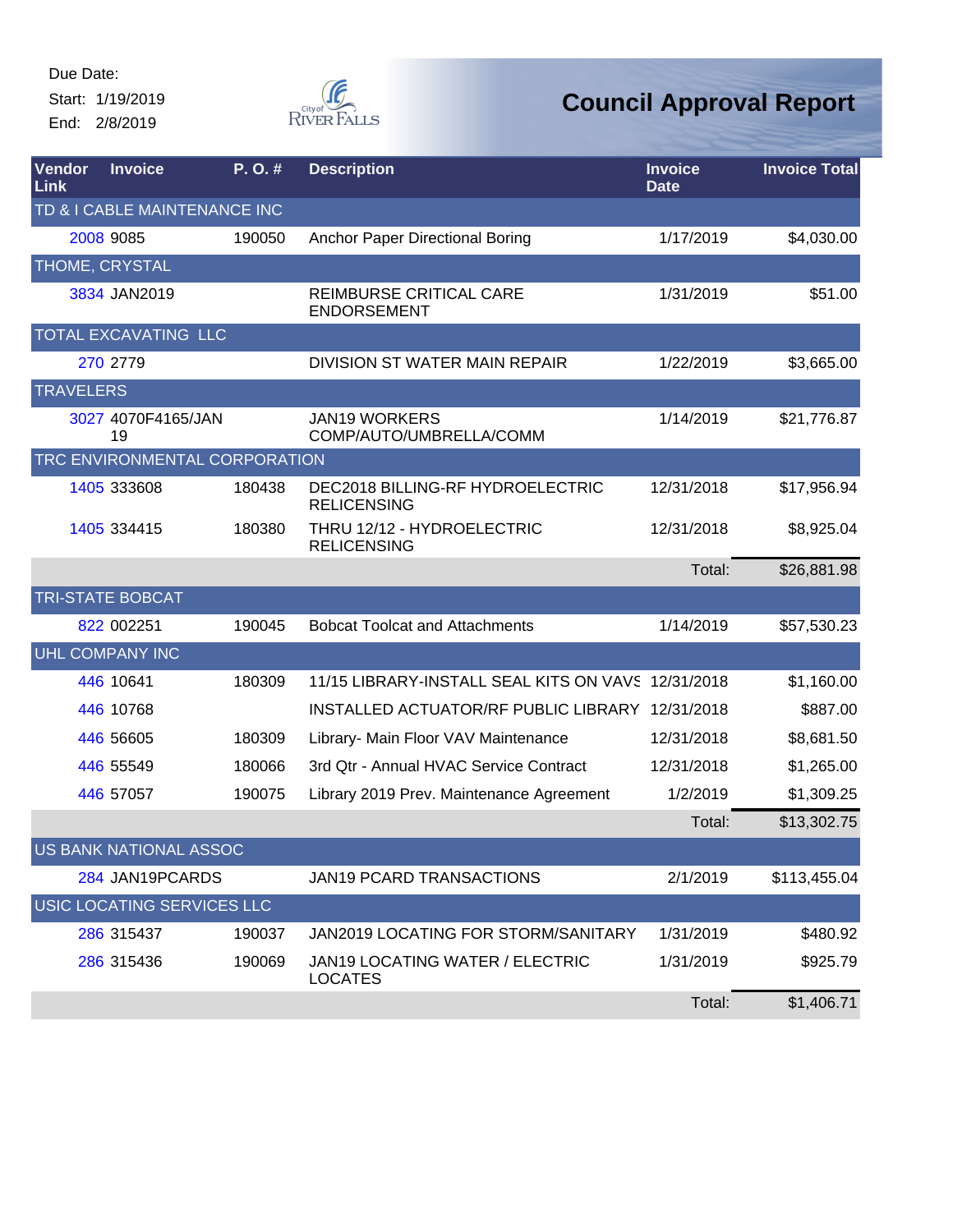Due Date:
Start: 1/19/2019
End: 2/8/2019

City of River Falls

# Council Approval Report

| Vendor Link | Invoice | P. O. # | Description | Invoice Date | Invoice Total |
|---|---|---|---|---|---|
| TD & I CABLE MAINTENANCE INC | | | | | |
| 2008 | 9085 | 190050 | Anchor Paper Directional Boring | 1/17/2019 | $4,030.00 |
| THOME, CRYSTAL | | | | | |
| 3834 | JAN2019 | | REIMBURSE CRITICAL CARE ENDORSEMENT | 1/31/2019 | $51.00 |
| TOTAL EXCAVATING LLC | | | | | |
| 270 | 2779 | | DIVISION ST WATER MAIN REPAIR | 1/22/2019 | $3,665.00 |
| TRAVELERS | | | | | |
| 3027 | 4070F4165/JAN 19 | | JAN19 WORKERS COMP/AUTO/UMBRELLA/COMM | 1/14/2019 | $21,776.87 |
| TRC ENVIRONMENTAL CORPORATION | | | | | |
| 1405 | 333608 | 180438 | DEC2018 BILLING-RF HYDROELECTRIC RELICENSING | 12/31/2018 | $17,956.94 |
| 1405 | 334415 | 180380 | THRU 12/12 - HYDROELECTRIC RELICENSING | 12/31/2018 | $8,925.04 |
| | | | | Total: | $26,881.98 |
| TRI-STATE BOBCAT | | | | | |
| 822 | 002251 | 190045 | Bobcat Toolcat and Attachments | 1/14/2019 | $57,530.23 |
| UHL COMPANY INC | | | | | |
| 446 | 10641 | 180309 | 11/15 LIBRARY-INSTALL SEAL KITS ON VAVS | 12/31/2018 | $1,160.00 |
| 446 | 10768 | | INSTALLED ACTUATOR/RF PUBLIC LIBRARY | 12/31/2018 | $887.00 |
| 446 | 56605 | 180309 | Library- Main Floor VAV Maintenance | 12/31/2018 | $8,681.50 |
| 446 | 55549 | 180066 | 3rd Qtr - Annual HVAC Service Contract | 12/31/2018 | $1,265.00 |
| 446 | 57057 | 190075 | Library 2019 Prev. Maintenance Agreement | 1/2/2019 | $1,309.25 |
| | | | | Total: | $13,302.75 |
| US BANK NATIONAL ASSOC | | | | | |
| 284 | JAN19PCARDS | | JAN19 PCARD TRANSACTIONS | 2/1/2019 | $113,455.04 |
| USIC LOCATING SERVICES LLC | | | | | |
| 286 | 315437 | 190037 | JAN2019 LOCATING FOR STORM/SANITARY | 1/31/2019 | $480.92 |
| 286 | 315436 | 190069 | JAN19 LOCATING WATER / ELECTRIC LOCATES | 1/31/2019 | $925.79 |
| | | | | Total: | $1,406.71 |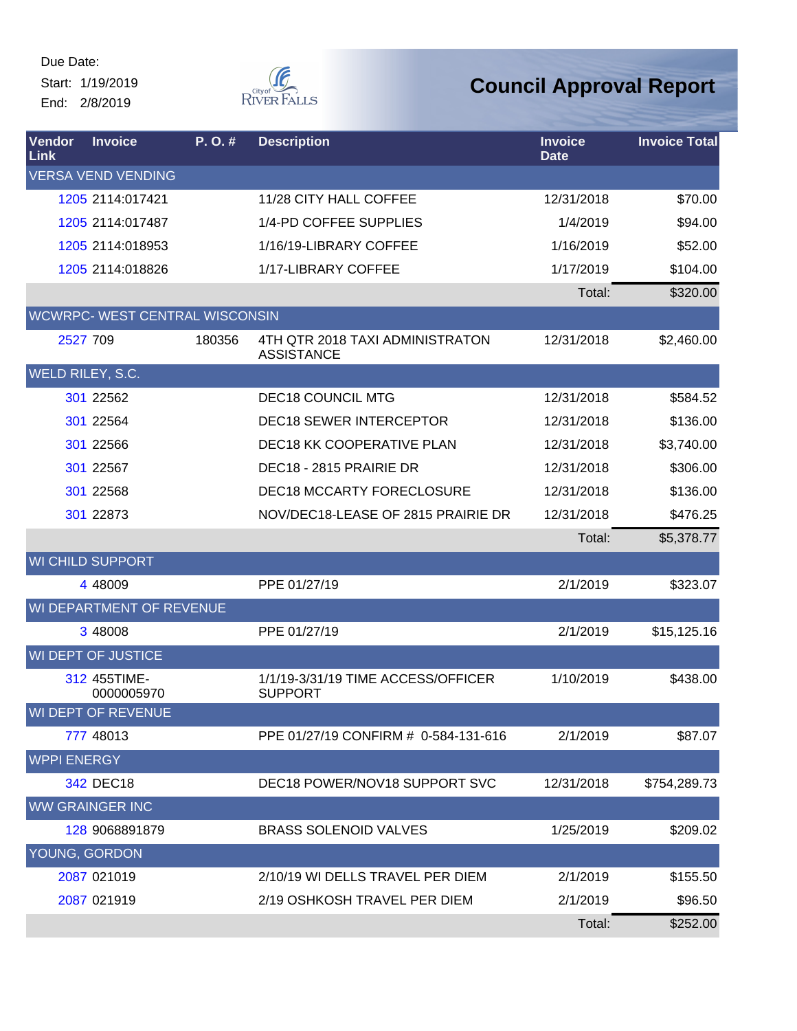Due Date:
Start: 1/19/2019
End: 2/8/2019

City of River Falls

# Council Approval Report

| Vendor Link | Invoice | P. O. # | Description | Invoice Date | Invoice Total |
|---|---|---|---|---|---|
| VERSA VEND VENDING | | | | | |
| 1205 | 2114:017421 | | 11/28 CITY HALL COFFEE | 12/31/2018 | $70.00 |
| 1205 | 2114:017487 | | 1/4-PD COFFEE SUPPLIES | 1/4/2019 | $94.00 |
| 1205 | 2114:018953 | | 1/16/19-LIBRARY COFFEE | 1/16/2019 | $52.00 |
| 1205 | 2114:018826 | | 1/17-LIBRARY COFFEE | 1/17/2019 | $104.00 |
| | | | | Total: | $320.00 |
| WCWRPC- WEST CENTRAL WISCONSIN | | | | | |
| 2527 | 709 | 180356 | 4TH QTR 2018 TAXI ADMINISTRATON ASSISTANCE | 12/31/2018 | $2,460.00 |
| WELD RILEY, S.C. | | | | | |
| 301 | 22562 | | DEC18 COUNCIL MTG | 12/31/2018 | $584.52 |
| 301 | 22564 | | DEC18 SEWER INTERCEPTOR | 12/31/2018 | $136.00 |
| 301 | 22566 | | DEC18 KK COOPERATIVE PLAN | 12/31/2018 | $3,740.00 |
| 301 | 22567 | | DEC18 - 2815 PRAIRIE DR | 12/31/2018 | $306.00 |
| 301 | 22568 | | DEC18 MCCARTY FORECLOSURE | 12/31/2018 | $136.00 |
| 301 | 22873 | | NOV/DEC18-LEASE OF 2815 PRAIRIE DR | 12/31/2018 | $476.25 |
| | | | | Total: | $5,378.77 |
| WI CHILD SUPPORT | | | | | |
| 4 | 48009 | | PPE 01/27/19 | 2/1/2019 | $323.07 |
| WI DEPARTMENT OF REVENUE | | | | | |
| 3 | 48008 | | PPE 01/27/19 | 2/1/2019 | $15,125.16 |
| WI DEPT OF JUSTICE | | | | | |
| 312 | 455TIME-0000005970 | | 1/1/19-3/31/19 TIME ACCESS/OFFICER SUPPORT | 1/10/2019 | $438.00 |
| WI DEPT OF REVENUE | | | | | |
| 777 | 48013 | | PPE 01/27/19 CONFIRM # 0-584-131-616 | 2/1/2019 | $87.07 |
| WPPI ENERGY | | | | | |
| 342 | DEC18 | | DEC18 POWER/NOV18 SUPPORT SVC | 12/31/2018 | $754,289.73 |
| WW GRAINGER INC | | | | | |
| 128 | 9068891879 | | BRASS SOLENOID VALVES | 1/25/2019 | $209.02 |
| YOUNG, GORDON | | | | | |
| 2087 | 021019 | | 2/10/19 WI DELLS TRAVEL PER DIEM | 2/1/2019 | $155.50 |
| 2087 | 021919 | | 2/19 OSHKOSH TRAVEL PER DIEM | 2/1/2019 | $96.50 |
| | | | | Total: | $252.00 |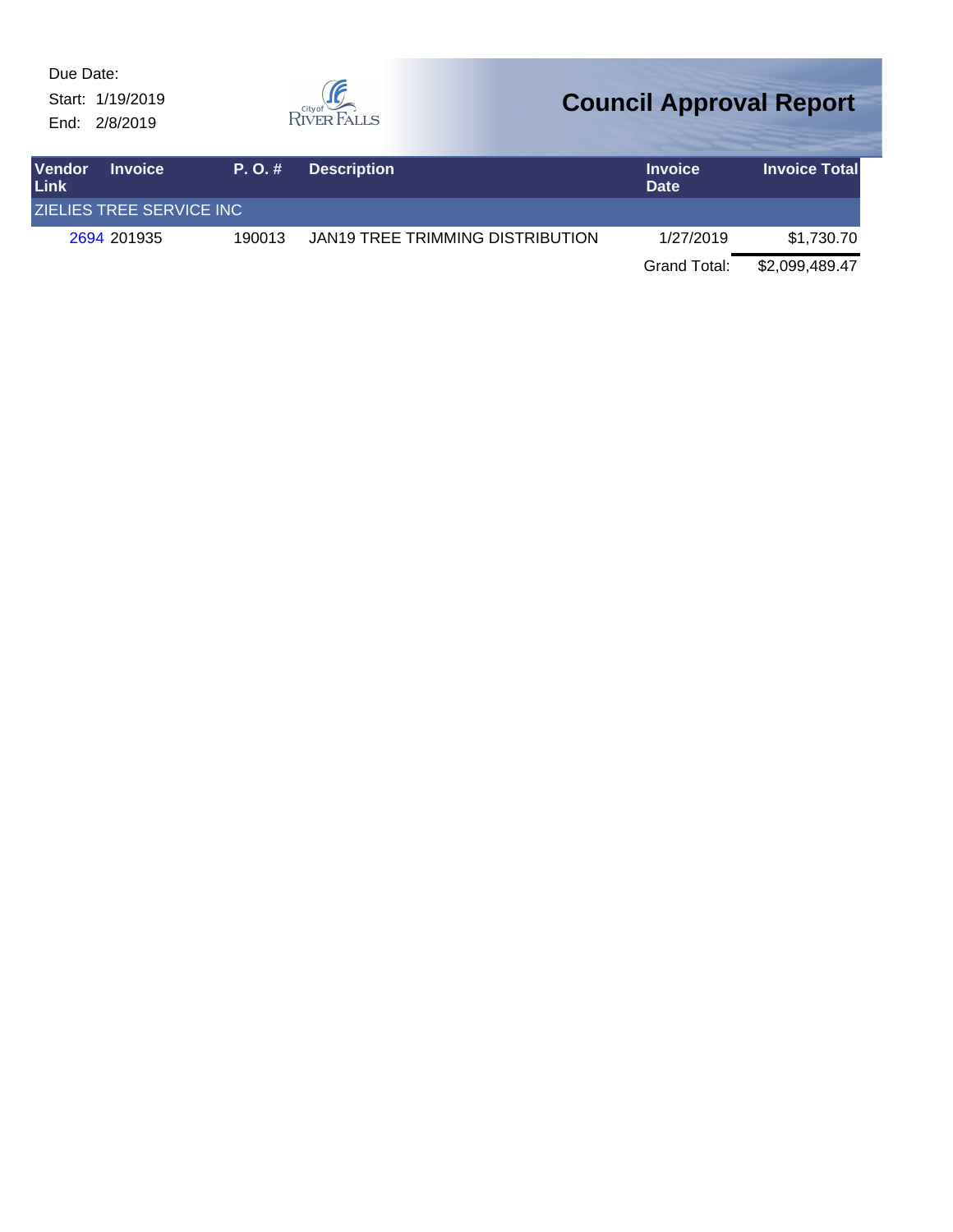Due Date:

Start: 1/19/2019

End: 2/8/2019

City of River Falls

# Council Approval Report

| Vendor Link | Invoice | P. O. # | Description | Invoice Date | Invoice Total |
|---|---|---|---|---|---|
| ZIELIES TREE SERVICE INC | | | | | |
| 2694 | 201935 | 190013 | JAN19 TREE TRIMMING DISTRIBUTION | 1/27/2019 | $1,730.70 |
| | | | | Grand Total: | $2,099,489.47 |